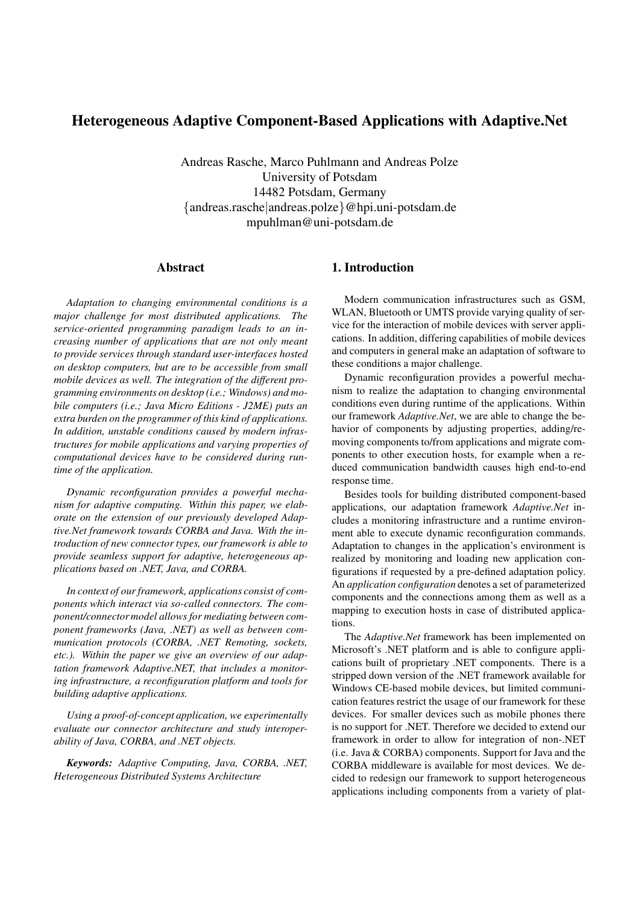# Heterogeneous Adaptive Component-Based Applications with Adaptive.Net

Andreas Rasche, Marco Puhlmann and Andreas Polze
University of Potsdam
14482 Potsdam, Germany
{andreas.rasche|andreas.polze}@hpi.uni-potsdam.de
mpuhlman@uni-potsdam.de

## Abstract

*Adaptation to changing environmental conditions is a major challenge for most distributed applications. The service-oriented programming paradigm leads to an increasing number of applications that are not only meant to provide services through standard user-interfaces hosted on desktop computers, but are to be accessible from small mobile devices as well. The integration of the different programming environments on desktop (i.e.; Windows) and mobile computers (i.e.; Java Micro Editions - J2ME) puts an extra burden on the programmer of this kind of applications. In addition, unstable conditions caused by modern infrastructures for mobile applications and varying properties of computational devices have to be considered during runtime of the application.*

*Dynamic reconfiguration provides a powerful mechanism for adaptive computing. Within this paper, we elaborate on the extension of our previously developed Adaptive.Net framework towards CORBA and Java. With the introduction of new connector types, our framework is able to provide seamless support for adaptive, heterogeneous applications based on .NET, Java, and CORBA.*

*In context of our framework, applications consist of components which interact via so-called connectors. The component/connector model allows for mediating between component frameworks (Java, .NET) as well as between communication protocols (CORBA, .NET Remoting, sockets, etc.). Within the paper we give an overview of our adaptation framework Adaptive.NET, that includes a monitoring infrastructure, a reconfiguration platform and tools for building adaptive applications.*

*Using a proof-of-concept application, we experimentally evaluate our connector architecture and study interoperability of Java, CORBA, and .NET objects.*

***Keywords:*** *Adaptive Computing, Java, CORBA, .NET, Heterogeneous Distributed Systems Architecture*

## 1. Introduction

Modern communication infrastructures such as GSM, WLAN, Bluetooth or UMTS provide varying quality of service for the interaction of mobile devices with server applications. In addition, differing capabilities of mobile devices and computers in general make an adaptation of software to these conditions a major challenge.

Dynamic reconfiguration provides a powerful mechanism to realize the adaptation to changing environmental conditions even during runtime of the applications. Within our framework *Adaptive.Net*, we are able to change the behavior of components by adjusting properties, adding/removing components to/from applications and migrate components to other execution hosts, for example when a reduced communication bandwidth causes high end-to-end response time.

Besides tools for building distributed component-based applications, our adaptation framework *Adaptive.Net* includes a monitoring infrastructure and a runtime environment able to execute dynamic reconfiguration commands. Adaptation to changes in the application's environment is realized by monitoring and loading new application configurations if requested by a pre-defined adaptation policy. An *application configuration* denotes a set of parameterized components and the connections among them as well as a mapping to execution hosts in case of distributed applications.

The *Adaptive.Net* framework has been implemented on Microsoft's .NET platform and is able to configure applications built of proprietary .NET components. There is a stripped down version of the .NET framework available for Windows CE-based mobile devices, but limited communication features restrict the usage of our framework for these devices. For smaller devices such as mobile phones there is no support for .NET. Therefore we decided to extend our framework in order to allow for integration of non-.NET (i.e. Java & CORBA) components. Support for Java and the CORBA middleware is available for most devices. We decided to redesign our framework to support heterogeneous applications including components from a variety of plat-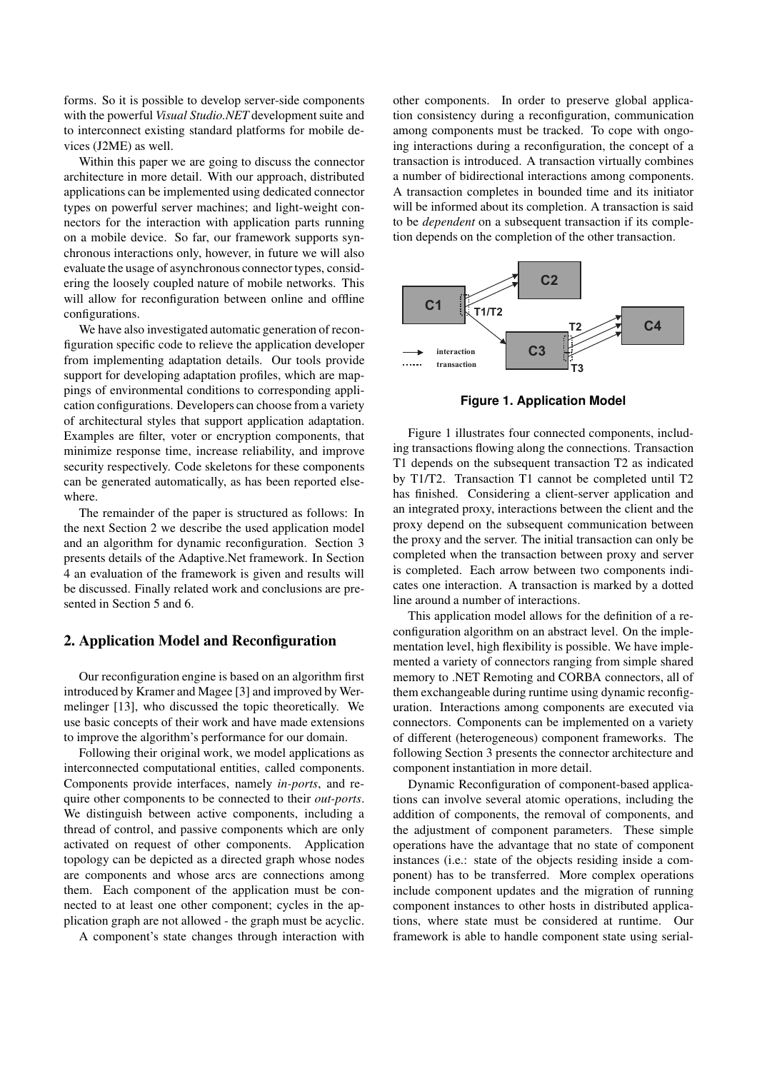forms. So it is possible to develop server-side components with the powerful *Visual Studio.NET* development suite and to interconnect existing standard platforms for mobile devices (J2ME) as well.

Within this paper we are going to discuss the connector architecture in more detail. With our approach, distributed applications can be implemented using dedicated connector types on powerful server machines; and light-weight connectors for the interaction with application parts running on a mobile device. So far, our framework supports synchronous interactions only, however, in future we will also evaluate the usage of asynchronous connector types, considering the loosely coupled nature of mobile networks. This will allow for reconfiguration between online and offline configurations.

We have also investigated automatic generation of reconfiguration specific code to relieve the application developer from implementing adaptation details. Our tools provide support for developing adaptation profiles, which are mappings of environmental conditions to corresponding application configurations. Developers can choose from a variety of architectural styles that support application adaptation. Examples are filter, voter or encryption components, that minimize response time, increase reliability, and improve security respectively. Code skeletons for these components can be generated automatically, as has been reported elsewhere.

The remainder of the paper is structured as follows: In the next Section 2 we describe the used application model and an algorithm for dynamic reconfiguration. Section 3 presents details of the Adaptive.Net framework. In Section 4 an evaluation of the framework is given and results will be discussed. Finally related work and conclusions are presented in Section 5 and 6.

## 2. Application Model and Reconfiguration

Our reconfiguration engine is based on an algorithm first introduced by Kramer and Magee [3] and improved by Wermelinger [13], who discussed the topic theoretically. We use basic concepts of their work and have made extensions to improve the algorithm's performance for our domain.

Following their original work, we model applications as interconnected computational entities, called components. Components provide interfaces, namely *in-ports*, and require other components to be connected to their *out-ports*. We distinguish between active components, including a thread of control, and passive components which are only activated on request of other components. Application topology can be depicted as a directed graph whose nodes are components and whose arcs are connections among them. Each component of the application must be connected to at least one other component; cycles in the application graph are not allowed - the graph must be acyclic.

A component's state changes through interaction with other components. In order to preserve global application consistency during a reconfiguration, communication among components must be tracked. To cope with ongoing interactions during a reconfiguration, the concept of a transaction is introduced. A transaction virtually combines a number of bidirectional interactions among components. A transaction completes in bounded time and its initiator will be informed about its completion. A transaction is said to be *dependent* on a subsequent transaction if its completion depends on the completion of the other transaction.

C1
T1/T2
C2
C3
T2
T3
C4
interaction
transaction

**Figure 1. Application Model**

Figure 1 illustrates four connected components, including transactions flowing along the connections. Transaction T1 depends on the subsequent transaction T2 as indicated by T1/T2. Transaction T1 cannot be completed until T2 has finished. Considering a client-server application and an integrated proxy, interactions between the client and the proxy depend on the subsequent communication between the proxy and the server. The initial transaction can only be completed when the transaction between proxy and server is completed. Each arrow between two components indicates one interaction. A transaction is marked by a dotted line around a number of interactions.

This application model allows for the definition of a reconfiguration algorithm on an abstract level. On the implementation level, high flexibility is possible. We have implemented a variety of connectors ranging from simple shared memory to .NET Remoting and CORBA connectors, all of them exchangeable during runtime using dynamic reconfiguration. Interactions among components are executed via connectors. Components can be implemented on a variety of different (heterogeneous) component frameworks. The following Section 3 presents the connector architecture and component instantiation in more detail.

Dynamic Reconfiguration of component-based applications can involve several atomic operations, including the addition of components, the removal of components, and the adjustment of component parameters. These simple operations have the advantage that no state of component instances (i.e.: state of the objects residing inside a component) has to be transferred. More complex operations include component updates and the migration of running component instances to other hosts in distributed applications, where state must be considered at runtime. Our framework is able to handle component state using serial-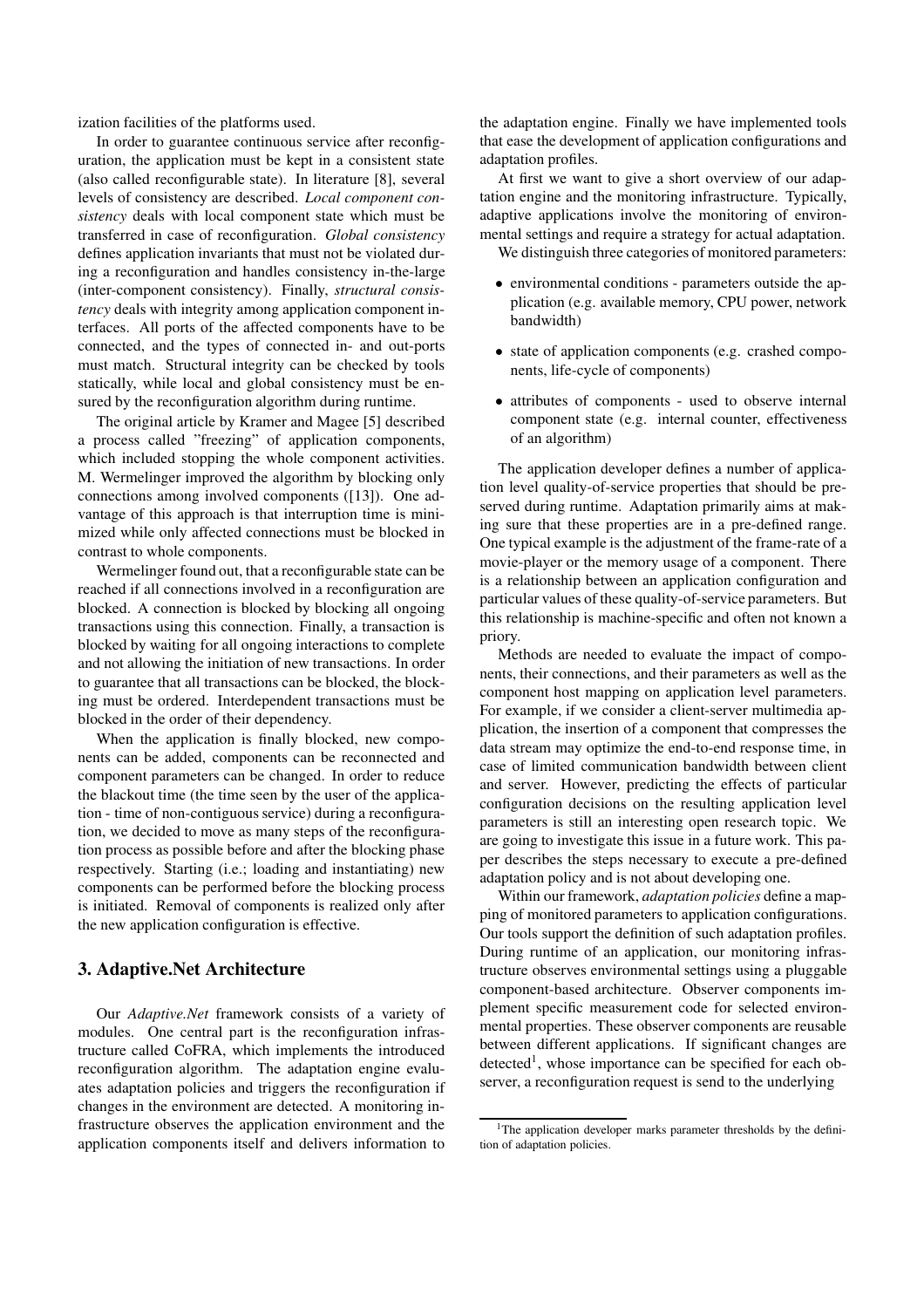ization facilities of the platforms used.

In order to guarantee continuous service after reconfiguration, the application must be kept in a consistent state (also called reconfigurable state). In literature [8], several levels of consistency are described. *Local component consistency* deals with local component state which must be transferred in case of reconfiguration. *Global consistency* defines application invariants that must not be violated during a reconfiguration and handles consistency in-the-large (inter-component consistency). Finally, *structural consistency* deals with integrity among application component interfaces. All ports of the affected components have to be connected, and the types of connected in- and out-ports must match. Structural integrity can be checked by tools statically, while local and global consistency must be ensured by the reconfiguration algorithm during runtime.

The original article by Kramer and Magee [5] described a process called "freezing" of application components, which included stopping the whole component activities. M. Wermelinger improved the algorithm by blocking only connections among involved components ([13]). One advantage of this approach is that interruption time is minimized while only affected connections must be blocked in contrast to whole components.

Wermelinger found out, that a reconfigurable state can be reached if all connections involved in a reconfiguration are blocked. A connection is blocked by blocking all ongoing transactions using this connection. Finally, a transaction is blocked by waiting for all ongoing interactions to complete and not allowing the initiation of new transactions. In order to guarantee that all transactions can be blocked, the blocking must be ordered. Interdependent transactions must be blocked in the order of their dependency.

When the application is finally blocked, new components can be added, components can be reconnected and component parameters can be changed. In order to reduce the blackout time (the time seen by the user of the application - time of non-contiguous service) during a reconfiguration, we decided to move as many steps of the reconfiguration process as possible before and after the blocking phase respectively. Starting (i.e.; loading and instantiating) new components can be performed before the blocking process is initiated. Removal of components is realized only after the new application configuration is effective.

## 3. Adaptive.Net Architecture

Our *Adaptive.Net* framework consists of a variety of modules. One central part is the reconfiguration infrastructure called CoFRA, which implements the introduced reconfiguration algorithm. The adaptation engine evaluates adaptation policies and triggers the reconfiguration if changes in the environment are detected. A monitoring infrastructure observes the application environment and the application components itself and delivers information to the adaptation engine. Finally we have implemented tools that ease the development of application configurations and adaptation profiles.

At first we want to give a short overview of our adaptation engine and the monitoring infrastructure. Typically, adaptive applications involve the monitoring of environmental settings and require a strategy for actual adaptation.

We distinguish three categories of monitored parameters:

- environmental conditions - parameters outside the application (e.g. available memory, CPU power, network bandwidth)
- state of application components (e.g. crashed components, life-cycle of components)
- attributes of components - used to observe internal component state (e.g. internal counter, effectiveness of an algorithm)

The application developer defines a number of application level quality-of-service properties that should be preserved during runtime. Adaptation primarily aims at making sure that these properties are in a pre-defined range. One typical example is the adjustment of the frame-rate of a movie-player or the memory usage of a component. There is a relationship between an application configuration and particular values of these quality-of-service parameters. But this relationship is machine-specific and often not known a priory.

Methods are needed to evaluate the impact of components, their connections, and their parameters as well as the component host mapping on application level parameters. For example, if we consider a client-server multimedia application, the insertion of a component that compresses the data stream may optimize the end-to-end response time, in case of limited communication bandwidth between client and server. However, predicting the effects of particular configuration decisions on the resulting application level parameters is still an interesting open research topic. We are going to investigate this issue in a future work. This paper describes the steps necessary to execute a pre-defined adaptation policy and is not about developing one.

Within our framework, *adaptation policies* define a mapping of monitored parameters to application configurations. Our tools support the definition of such adaptation profiles. During runtime of an application, our monitoring infrastructure observes environmental settings using a pluggable component-based architecture. Observer components implement specific measurement code for selected environmental properties. These observer components are reusable between different applications. If significant changes are detected[1], whose importance can be specified for each observer, a reconfiguration request is send to the underlying

[1] The application developer marks parameter thresholds by the definition of adaptation policies.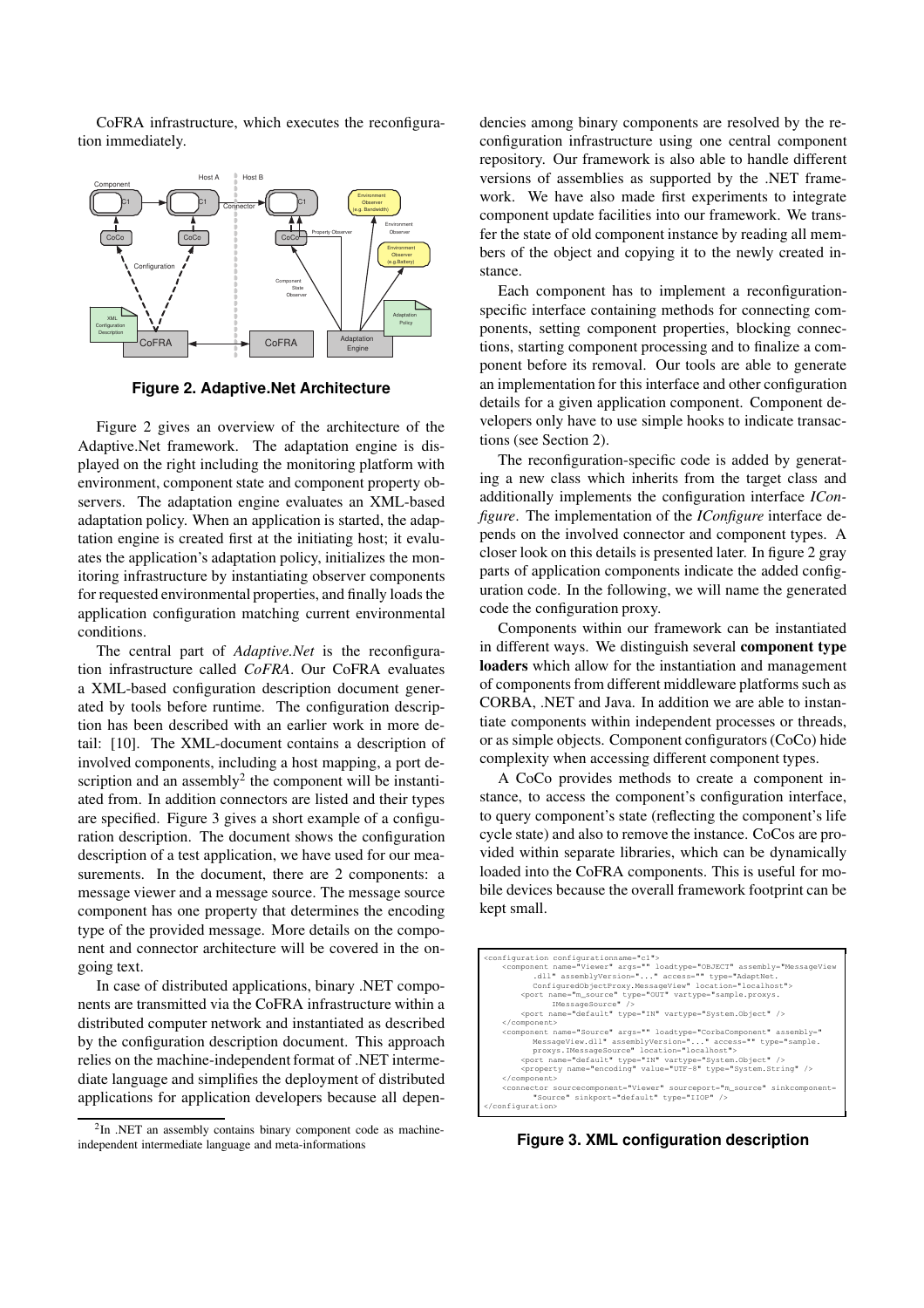CoFRA infrastructure, which executes the reconfiguration immediately.

Component

Host A

Host B

C1

C1

Connector

C1

Environment Observer (e.g. Bandwidth)

Environment Observer

CoCo

CoCo

CoCo

Property Observer

Environment Observer (e.g.Battery)

Configuration

Component State Observer

XML Configuration Description

Adaptation Policy

CoFRA

CoFRA

Adaptation Engine

**Figure 2. Adaptive.Net Architecture**

Figure 2 gives an overview of the architecture of the Adaptive.Net framework. The adaptation engine is displayed on the right including the monitoring platform with environment, component state and component property observers. The adaptation engine evaluates an XML-based adaptation policy. When an application is started, the adaptation engine is created first at the initiating host; it evaluates the application's adaptation policy, initializes the monitoring infrastructure by instantiating observer components for requested environmental properties, and finally loads the application configuration matching current environmental conditions.

The central part of *Adaptive.Net* is the reconfiguration infrastructure called *CoFRA*. Our CoFRA evaluates a XML-based configuration description document generated by tools before runtime. The configuration description has been described with an earlier work in more detail: [10]. The XML-document contains a description of involved components, including a host mapping, a port description and an assembly[2] the component will be instantiated from. In addition connectors are listed and their types are specified. Figure 3 gives a short example of a configuration description. The document shows the configuration description of a test application, we have used for our measurements. In the document, there are 2 components: a message viewer and a message source. The message source component has one property that determines the encoding type of the provided message. More details on the component and connector architecture will be covered in the ongoing text.

In case of distributed applications, binary .NET components are transmitted via the CoFRA infrastructure within a distributed computer network and instantiated as described by the configuration description document. This approach relies on the machine-independent format of .NET intermediate language and simplifies the deployment of distributed applications for application developers because all dependencies among binary components are resolved by the reconfiguration infrastructure using one central component repository. Our framework is also able to handle different versions of assemblies as supported by the .NET framework. We have also made first experiments to integrate component update facilities into our framework. We transfer the state of old component instance by reading all members of the object and copying it to the newly created instance.

Each component has to implement a reconfiguration-specific interface containing methods for connecting components, setting component properties, blocking connections, starting component processing and to finalize a component before its removal. Our tools are able to generate an implementation for this interface and other configuration details for a given application component. Component developers only have to use simple hooks to indicate transactions (see Section 2).

The reconfiguration-specific code is added by generating a new class which inherits from the target class and additionally implements the configuration interface *IConfigure*. The implementation of the *IConfigure* interface depends on the involved connector and component types. A closer look on this details is presented later. In figure 2 gray parts of application components indicate the added configuration code. In the following, we will name the generated code the configuration proxy.

Components within our framework can be instantiated in different ways. We distinguish several **component type loaders** which allow for the instantiation and management of components from different middleware platforms such as CORBA, .NET and Java. In addition we are able to instantiate components within independent processes or threads, or as simple objects. Component configurators (CoCo) hide complexity when accessing different component types.

A CoCo provides methods to create a component instance, to access the component's configuration interface, to query component's state (reflecting the component's life cycle state) and also to remove the instance. CoCos are provided within separate libraries, which can be dynamically loaded into the CoFRA components. This is useful for mobile devices because the overall framework footprint can be kept small.

```
<configuration configurationname="c1">
    <component name="Viewer" args="" loadtype="OBJECT" assembly="MessageView
          .dll" assemblyVersion="..." access="" type="AdaptNet.
          ConfiguredObjectProxy.MessageView" location="localhost">
        <port name="m_source" type="OUT" vartype="sample.proxys.
            IMessageSource" />
        <port name="default" type="IN" vartype="System.Object" />
    </component>
    <component name="Source" args="" loadtype="CorbaComponent" assembly="
          MessageView.dll" assemblyVersion="..." access="" type="sample.
          proxys.IMessageSource" location="localhost">
        <port name="default" type="IN" vartype="System.Object" />
        <property name="encoding" value="UTF-8" type="System.String" />
    </component>
    <connector sourcecomponent="Viewer" sourceport="m_source" sinkcomponent=
          "Source" sinkport="default" type="IIOP" />
</configuration>
```

**Figure 3. XML configuration description**

[2] In .NET an assembly contains binary component code as machine-independent intermediate language and meta-informations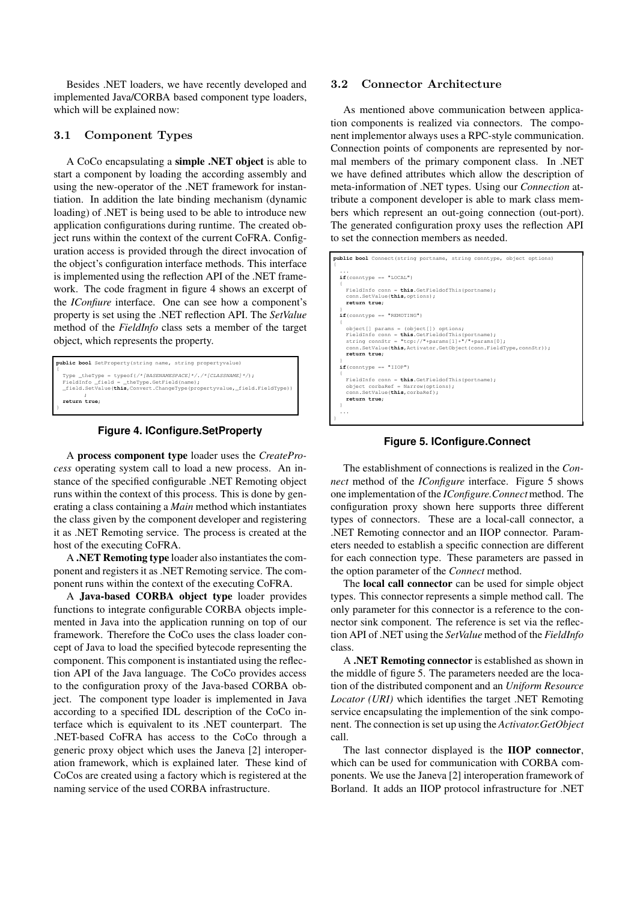Besides .NET loaders, we have recently developed and implemented Java/CORBA based component type loaders, which will be explained now:

### 3.1 Component Types

A CoCo encapsulating a **simple .NET object** is able to start a component by loading the according assembly and using the new-operator of the .NET framework for instantiation. In addition the late binding mechanism (dynamic loading) of .NET is being used to be able to introduce new application configurations during runtime. The created object runs within the context of the current CoFRA. Configuration access is provided through the direct invocation of the object's configuration interface methods. This interface is implemented using the reflection API of the .NET framework. The code fragment in figure 4 shows an excerpt of the *IConfiure* interface. One can see how a component's property is set using the .NET reflection API. The *SetValue* method of the *FieldInfo* class sets a member of the target object, which represents the property.

```
public bool SetProperty(string name, string propertyvalue)
{
  Type _theType = typeof(/*[BASENAMESPACE]*/./*[CLASSNAME]*/);
  FieldInfo _field = _theType.GetField(name);
  _field.SetValue(this,Convert.ChangeType(propertyvalue,_field.FieldType))
      ;
  return true;
}
```

**Figure 4. IConfigure.SetProperty**

A **process component type** loader uses the *CreateProcess* operating system call to load a new process. An instance of the specified configurable .NET Remoting object runs within the context of this process. This is done by generating a class containing a *Main* method which instantiates the class given by the component developer and registering it as .NET Remoting service. The process is created at the host of the executing CoFRA.

A **.NET Remoting type** loader also instantiates the component and registers it as .NET Remoting service. The component runs within the context of the executing CoFRA.

A **Java-based CORBA object type** loader provides functions to integrate configurable CORBA objects implemented in Java into the application running on top of our framework. Therefore the CoCo uses the class loader concept of Java to load the specified bytecode representing the component. This component is instantiated using the reflection API of the Java language. The CoCo provides access to the configuration proxy of the Java-based CORBA object. The component type loader is implemented in Java according to a specified IDL description of the CoCo interface which is equivalent to its .NET counterpart. The .NET-based CoFRA has access to the CoCo through a generic proxy object which uses the Janeva [2] interoperation framework, which is explained later. These kind of CoCos are created using a factory which is registered at the naming service of the used CORBA infrastructure.

### 3.2 Connector Architecture

As mentioned above communication between application components is realized via connectors. The component implementor always uses a RPC-style communication. Connection points of components are represented by normal members of the primary component class. In .NET we have defined attributes which allow the description of meta-information of .NET types. Using our *Connection* attribute a component developer is able to mark class members which represent an out-going connection (out-port). The generated configuration proxy uses the reflection API to set the connection members as needed.

```
public bool Connect(string portname, string conntype, object options)
{
  ...
  if(conntype == "LOCAL")
  {
    FieldInfo conn = this.GetFieldofThis(portname);
    conn.SetValue(this,options);
    return true;
  }
  if(conntype == "REMOTING")
  {
    object[] params = (object[]) options;
    FieldInfo conn = this.GetFieldofThis(portname);
    string connStr = "tcp://"+params[1]+"/"+params[0];
    conn.SetValue(this,Activator.GetObject(conn.FieldType,connStr));
    return true;
  }
  if(conntype == "IIOP")
  {
    FieldInfo conn = this.GetFieldofThis(portname);
    object corbaRef = Narrow(options);
    conn.SetValue(this,corbaRef);
    return true;
  }
  ...
}
```

**Figure 5. IConfigure.Connect**

The establishment of connections is realized in the *Connect* method of the *IConfigure* interface. Figure 5 shows one implementation of the *IConfigure.Connect* method. The configuration proxy shown here supports three different types of connectors. These are a local-call connector, a .NET Remoting connector and an IIOP connector. Parameters needed to establish a specific connection are different for each connection type. These parameters are passed in the option parameter of the *Connect* method.

The **local call connector** can be used for simple object types. This connector represents a simple method call. The only parameter for this connector is a reference to the connector sink component. The reference is set via the reflection API of .NET using the *SetValue* method of the *FieldInfo* class.

A **.NET Remoting connector** is established as shown in the middle of figure 5. The parameters needed are the location of the distributed component and an *Uniform Resource Locator (URI)* which identifies the target .NET Remoting service encapsulating the implemention of the sink component. The connection is set up using the *Activator.GetObject* call.

The last connector displayed is the **IIOP connector**, which can be used for communication with CORBA components. We use the Janeva [2] interoperation framework of Borland. It adds an IIOP protocol infrastructure for .NET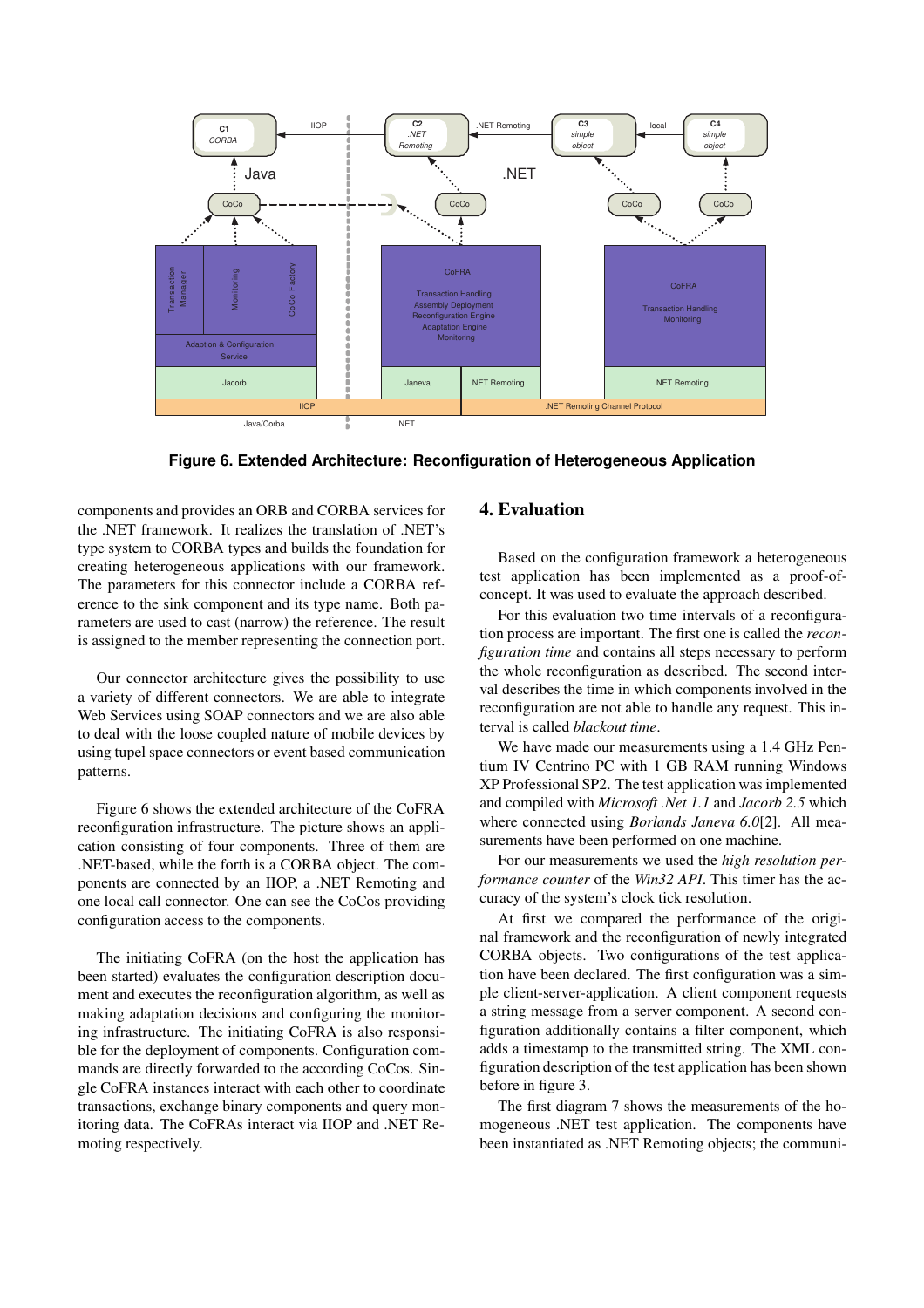Figure 6. Extended Architecture: Reconfiguration of Heterogeneous Application

components and provides an ORB and CORBA services for the .NET framework. It realizes the translation of .NET's type system to CORBA types and builds the foundation for creating heterogeneous applications with our framework. The parameters for this connector include a CORBA reference to the sink component and its type name. Both parameters are used to cast (narrow) the reference. The result is assigned to the member representing the connection port.

Our connector architecture gives the possibility to use a variety of different connectors. We are able to integrate Web Services using SOAP connectors and we are also able to deal with the loose coupled nature of mobile devices by using tupel space connectors or event based communication patterns.

Figure 6 shows the extended architecture of the CoFRA reconfiguration infrastructure. The picture shows an application consisting of four components. Three of them are .NET-based, while the forth is a CORBA object. The components are connected by an IIOP, a .NET Remoting and one local call connector. One can see the CoCos providing configuration access to the components.

The initiating CoFRA (on the host the application has been started) evaluates the configuration description document and executes the reconfiguration algorithm, as well as making adaptation decisions and configuring the monitoring infrastructure. The initiating CoFRA is also responsible for the deployment of components. Configuration commands are directly forwarded to the according CoCos. Single CoFRA instances interact with each other to coordinate transactions, exchange binary components and query monitoring data. The CoFRAs interact via IIOP and .NET Remoting respectively.

## 4. Evaluation

Based on the configuration framework a heterogeneous test application has been implemented as a proof-of-concept. It was used to evaluate the approach described.

For this evaluation two time intervals of a reconfiguration process are important. The first one is called the *reconfiguration time* and contains all steps necessary to perform the whole reconfiguration as described. The second interval describes the time in which components involved in the reconfiguration are not able to handle any request. This interval is called *blackout time*.

We have made our measurements using a 1.4 GHz Pentium IV Centrino PC with 1 GB RAM running Windows XP Professional SP2. The test application was implemented and compiled with *Microsoft .Net 1.1* and *Jacorb 2.5* which where connected using *Borlands Janeva 6.0*[2]. All measurements have been performed on one machine.

For our measurements we used the *high resolution performance counter* of the *Win32 API*. This timer has the accuracy of the system's clock tick resolution.

At first we compared the performance of the original framework and the reconfiguration of newly integrated CORBA objects. Two configurations of the test application have been declared. The first configuration was a simple client-server-application. A client component requests a string message from a server component. A second configuration additionally contains a filter component, which adds a timestamp to the transmitted string. The XML configuration description of the test application has been shown before in figure 3.

The first diagram 7 shows the measurements of the homogeneous .NET test application. The components have been instantiated as .NET Remoting objects; the communi-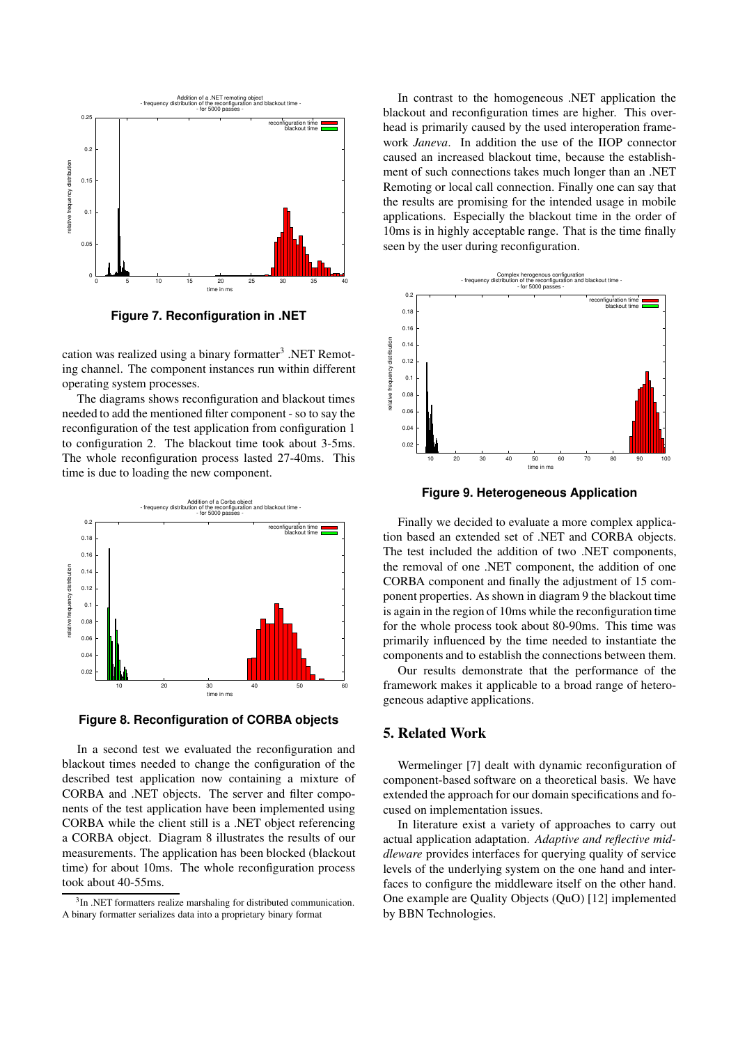Figure 7. Reconfiguration in .NET

cation was realized using a binary formatter[3] .NET Remoting channel. The component instances run within different operating system processes.

The diagrams shows reconfiguration and blackout times needed to add the mentioned filter component - so to say the reconfiguration of the test application from configuration 1 to configuration 2. The blackout time took about 3-5ms. The whole reconfiguration process lasted 27-40ms. This time is due to loading the new component.

Figure 8. Reconfiguration of CORBA objects

In a second test we evaluated the reconfiguration and blackout times needed to change the configuration of the described test application now containing a mixture of CORBA and .NET objects. The server and filter components of the test application have been implemented using CORBA while the client still is a .NET object referencing a CORBA object. Diagram 8 illustrates the results of our measurements. The application has been blocked (blackout time) for about 10ms. The whole reconfiguration process took about 40-55ms.

[3] In .NET formatters realize marshaling for distributed communication. A binary formatter serializes data into a proprietary binary format

In contrast to the homogeneous .NET application the blackout and reconfiguration times are higher. This overhead is primarily caused by the used interoperation framework *Janeva*. In addition the use of the IIOP connector caused an increased blackout time, because the establishment of such connections takes much longer than an .NET Remoting or local call connection. Finally one can say that the results are promising for the intended usage in mobile applications. Especially the blackout time in the order of 10ms is in highly acceptable range. That is the time finally seen by the user during reconfiguration.

Figure 9. Heterogeneous Application

Finally we decided to evaluate a more complex application based an extended set of .NET and CORBA objects. The test included the addition of two .NET components, the removal of one .NET component, the addition of one CORBA component and finally the adjustment of 15 component properties. As shown in diagram 9 the blackout time is again in the region of 10ms while the reconfiguration time for the whole process took about 80-90ms. This time was primarily influenced by the time needed to instantiate the components and to establish the connections between them.

Our results demonstrate that the performance of the framework makes it applicable to a broad range of heterogeneous adaptive applications.

## 5. Related Work

Wermelinger [7] dealt with dynamic reconfiguration of component-based software on a theoretical basis. We have extended the approach for our domain specifications and focused on implementation issues.

In literature exist a variety of approaches to carry out actual application adaptation. *Adaptive and reflective middleware* provides interfaces for querying quality of service levels of the underlying system on the one hand and interfaces to configure the middleware itself on the other hand. One example are Quality Objects (QuO) [12] implemented by BBN Technologies.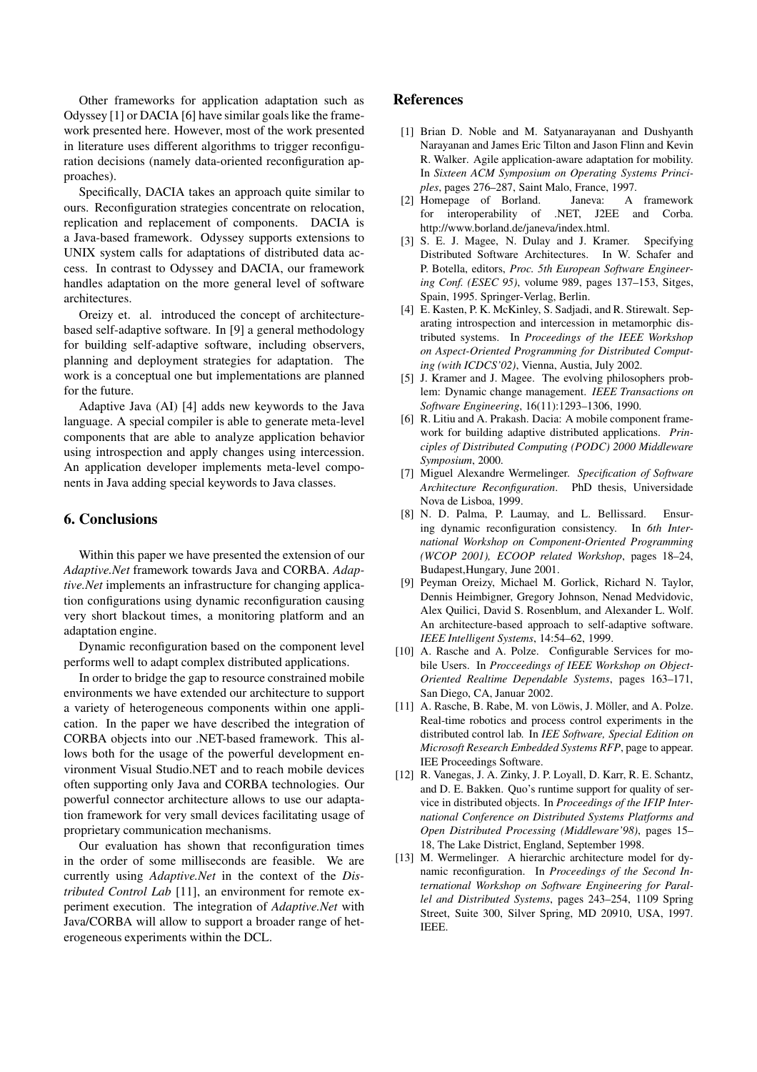Other frameworks for application adaptation such as Odyssey [1] or DACIA [6] have similar goals like the framework presented here. However, most of the work presented in literature uses different algorithms to trigger reconfiguration decisions (namely data-oriented reconfiguration approaches).

Specifically, DACIA takes an approach quite similar to ours. Reconfiguration strategies concentrate on relocation, replication and replacement of components. DACIA is a Java-based framework. Odyssey supports extensions to UNIX system calls for adaptations of distributed data access. In contrast to Odyssey and DACIA, our framework handles adaptation on the more general level of software architectures.

Oreizy et. al. introduced the concept of architecture-based self-adaptive software. In [9] a general methodology for building self-adaptive software, including observers, planning and deployment strategies for adaptation. The work is a conceptual one but implementations are planned for the future.

Adaptive Java (AI) [4] adds new keywords to the Java language. A special compiler is able to generate meta-level components that are able to analyze application behavior using introspection and apply changes using intercession. An application developer implements meta-level components in Java adding special keywords to Java classes.

## 6. Conclusions

Within this paper we have presented the extension of our *Adaptive.Net* framework towards Java and CORBA. *Adaptive.Net* implements an infrastructure for changing application configurations using dynamic reconfiguration causing very short blackout times, a monitoring platform and an adaptation engine.

Dynamic reconfiguration based on the component level performs well to adapt complex distributed applications.

In order to bridge the gap to resource constrained mobile environments we have extended our architecture to support a variety of heterogeneous components within one application. In the paper we have described the integration of CORBA objects into our .NET-based framework. This allows both for the usage of the powerful development environment Visual Studio.NET and to reach mobile devices often supporting only Java and CORBA technologies. Our powerful connector architecture allows to use our adaptation framework for very small devices facilitating usage of proprietary communication mechanisms.

Our evaluation has shown that reconfiguration times in the order of some milliseconds are feasible. We are currently using *Adaptive.Net* in the context of the *Distributed Control Lab* [11], an environment for remote experiment execution. The integration of *Adaptive.Net* with Java/CORBA will allow to support a broader range of heterogeneous experiments within the DCL.

## References

[1] Brian D. Noble and M. Satyanarayanan and Dushyanth Narayanan and James Eric Tilton and Jason Flinn and Kevin R. Walker. Agile application-aware adaptation for mobility. In *Sixteen ACM Symposium on Operating Systems Principles*, pages 276–287, Saint Malo, France, 1997.

[2] Homepage of Borland. Janeva: A framework for interoperability of .NET, J2EE and Corba. http://www.borland.de/janeva/index.html.

[3] S. E. J. Magee, N. Dulay and J. Kramer. Specifying Distributed Software Architectures. In W. Schafer and P. Botella, editors, *Proc. 5th European Software Engineering Conf. (ESEC 95)*, volume 989, pages 137–153, Sitges, Spain, 1995. Springer-Verlag, Berlin.

[4] E. Kasten, P. K. McKinley, S. Sadjadi, and R. Stirewalt. Separating introspection and intercession in metamorphic distributed systems. In *Proceedings of the IEEE Workshop on Aspect-Oriented Programming for Distributed Computing (with ICDCS'02)*, Vienna, Austia, July 2002.

[5] J. Kramer and J. Magee. The evolving philosophers problem: Dynamic change management. *IEEE Transactions on Software Engineering*, 16(11):1293–1306, 1990.

[6] R. Litiu and A. Prakash. Dacia: A mobile component framework for building adaptive distributed applications. *Principles of Distributed Computing (PODC) 2000 Middleware Symposium*, 2000.

[7] Miguel Alexandre Wermelinger. *Specification of Software Architecture Reconfiguration*. PhD thesis, Universidade Nova de Lisboa, 1999.

[8] N. D. Palma, P. Laumay, and L. Bellissard. Ensuring dynamic reconfiguration consistency. In *6th International Workshop on Component-Oriented Programming (WCOP 2001), ECOOP related Workshop*, pages 18–24, Budapest,Hungary, June 2001.

[9] Peyman Oreizy, Michael M. Gorlick, Richard N. Taylor, Dennis Heimbigner, Gregory Johnson, Nenad Medvidovic, Alex Quilici, David S. Rosenblum, and Alexander L. Wolf. An architecture-based approach to self-adaptive software. *IEEE Intelligent Systems*, 14:54–62, 1999.

[10] A. Rasche and A. Polze. Configurable Services for mobile Users. In *Procceedings of IEEE Workshop on Object-Oriented Realtime Dependable Systems*, pages 163–171, San Diego, CA, Januar 2002.

[11] A. Rasche, B. Rabe, M. von Löwis, J. Möller, and A. Polze. Real-time robotics and process control experiments in the distributed control lab. In *IEE Software, Special Edition on Microsoft Research Embedded Systems RFP*, page to appear. IEE Proceedings Software.

[12] R. Vanegas, J. A. Zinky, J. P. Loyall, D. Karr, R. E. Schantz, and D. E. Bakken. Quo's runtime support for quality of service in distributed objects. In *Proceedings of the IFIP International Conference on Distributed Systems Platforms and Open Distributed Processing (Middleware'98)*, pages 15–18, The Lake District, England, September 1998.

[13] M. Wermelinger. A hierarchic architecture model for dynamic reconfiguration. In *Proceedings of the Second International Workshop on Software Engineering for Parallel and Distributed Systems*, pages 243–254, 1109 Spring Street, Suite 300, Silver Spring, MD 20910, USA, 1997. IEEE.